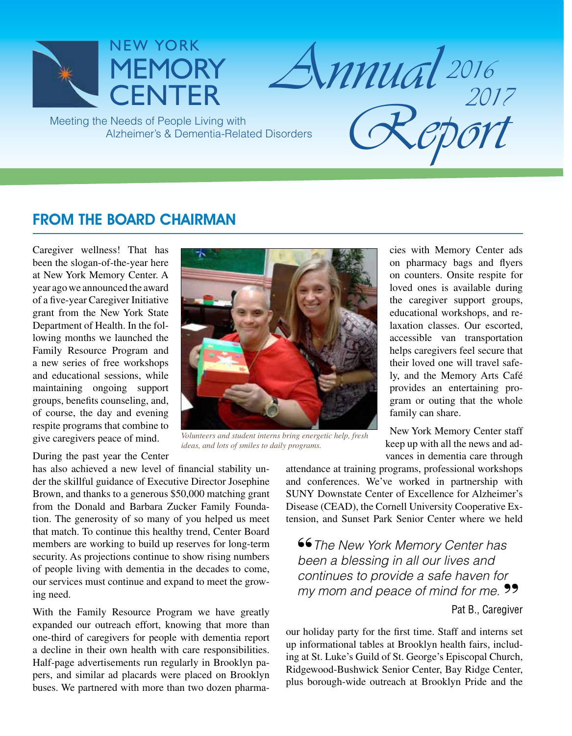# NEW YORK MEMORY CENTER

Meeting the Needs of People Living with Alzheimer's & Dementia-Related Disorders

# Annual Report 2016 2017

## FROM THE BOARD CHAIRMAN

Caregiver wellness! That has been the slogan-of-the-year here at New York Memory Center. A year ago we announced the award of a five-year Caregiver Initiative grant from the New York State Department of Health. In the following months we launched the Family Resource Program and a new series of free workshops and educational sessions, while maintaining ongoing support groups, benefits counseling, and, of course, the day and evening respite programs that combine to give caregivers peace of mind.

*Volunteers and student interns bring energetic help, fresh ideas, and lots of smiles to daily programs.*

During the past year the Center has also achieved a new level of financial stability under the skillful guidance of Executive Director Josephine Brown, and thanks to a generous $50,000 matching grant from the Donald and Barbara Zucker Family Foundation. The generosity of so many of you helped us meet that match. To continue this healthy trend, Center Board members are working to build up reserves for long-term security. As projections continue to show rising numbers of people living with dementia in the decades to come, our services must continue and expand to meet the growing need.

With the Family Resource Program we have greatly expanded our outreach effort, knowing that more than one-third of caregivers for people with dementia report a decline in their own health with care responsibilities. Half-page advertisements run regularly in Brooklyn papers, and similar ad placards were placed on Brooklyn buses. We partnered with more than two dozen pharmacies with Memory Center ads on pharmacy bags and flyers on counters. Onsite respite for loved ones is available during the caregiver support groups, educational workshops, and relaxation classes. Our escorted, accessible van transportation helps caregivers feel secure that their loved one will travel safely, and the Memory Arts Café provides an entertaining program or outing that the whole family can share.

New York Memory Center staff keep up with all the news and advances in dementia care through attendance at training programs, professional workshops and conferences. We've worked in partnership with SUNY Downstate Center of Excellence for Alzheimer's Disease (CEAD), the Cornell University Cooperative Extension, and Sunset Park Senior Center where we held our holiday party for the first time. Staff and interns set up informational tables at Brooklyn health fairs, including at St. Luke's Guild of St. George's Episcopal Church, Ridgewood-Bushwick Senior Center, Bay Ridge Center, plus borough-wide outreach at Brooklyn Pride and the

> "The New York Memory Center has been a blessing in all our lives and continues to provide a safe haven for my mom and peace of mind for me."
>
> Pat B., Caregiver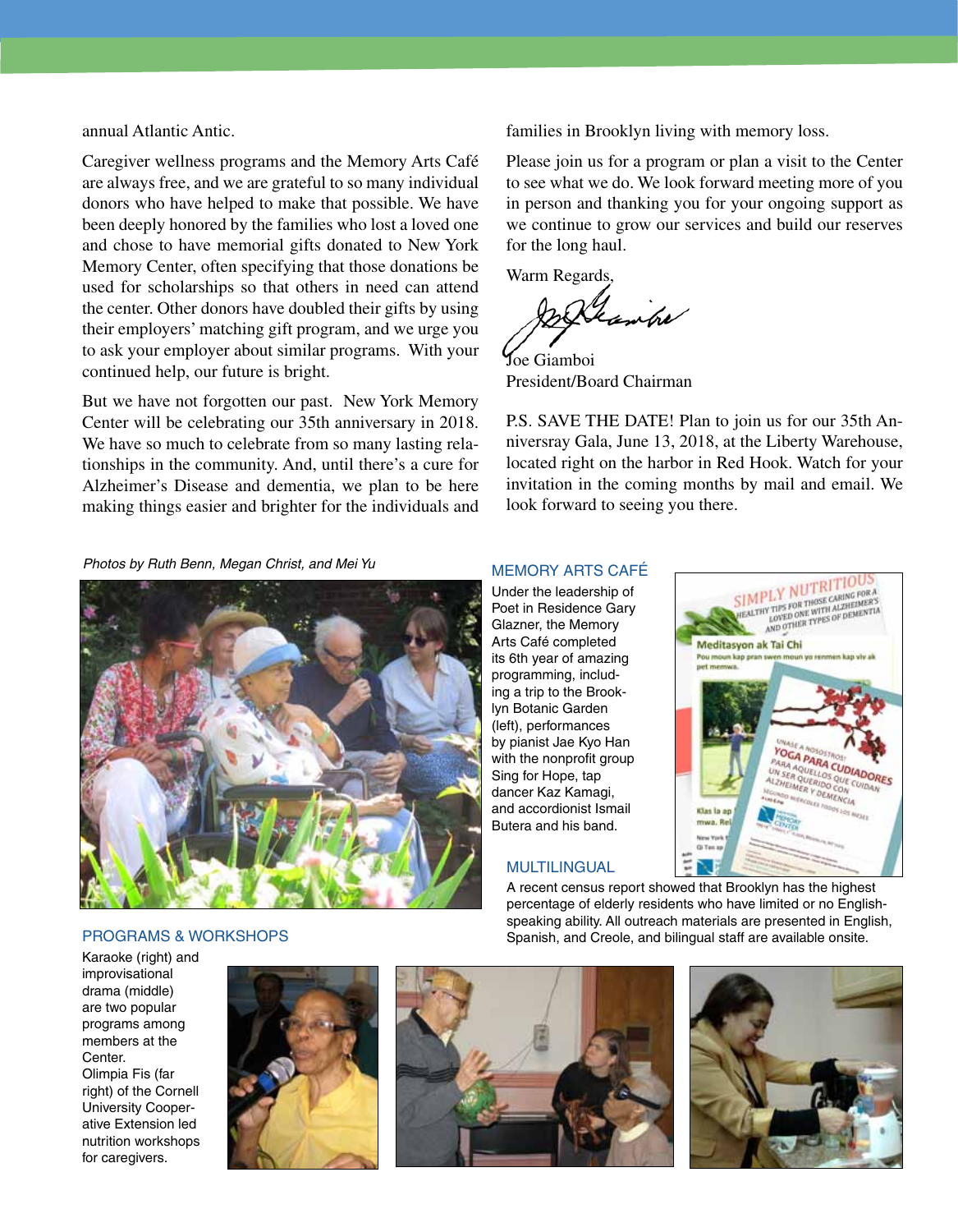annual Atlantic Antic.

Caregiver wellness programs and the Memory Arts Café are always free, and we are grateful to so many individual donors who have helped to make that possible. We have been deeply honored by the families who lost a loved one and chose to have memorial gifts donated to New York Memory Center, often specifying that those donations be used for scholarships so that others in need can attend the center. Other donors have doubled their gifts by using their employers' matching gift program, and we urge you to ask your employer about similar programs. With your continued help, our future is bright.

But we have not forgotten our past. New York Memory Center will be celebrating our 35th anniversary in 2018. We have so much to celebrate from so many lasting relationships in the community. And, until there's a cure for Alzheimer's Disease and dementia, we plan to be here making things easier and brighter for the individuals and families in Brooklyn living with memory loss.

Please join us for a program or plan a visit to the Center to see what we do. We look forward meeting more of you in person and thanking you for your ongoing support as we continue to grow our services and build our reserves for the long haul.

Warm Regards,

Joe Giamboi
President/Board Chairman

P.S. SAVE THE DATE! Plan to join us for our 35th Anniversray Gala, June 13, 2018, at the Liberty Warehouse, located right on the harbor in Red Hook. Watch for your invitation in the coming months by mail and email. We look forward to seeing you there.

*Photos by Ruth Benn, Megan Christ, and Mei Yu*

## MEMORY ARTS CAFÉ

Under the leadership of Poet in Residence Gary Glazner, the Memory Arts Café completed its 6th year of amazing programming, including a trip to the Brooklyn Botanic Garden (left), performances by pianist Jae Kyo Han with the nonprofit group Sing for Hope, tap dancer Kaz Kamagi, and accordionist Ismail Butera and his band.

## MULTILINGUAL

A recent census report showed that Brooklyn has the highest percentage of elderly residents who have limited or no English-speaking ability. All outreach materials are presented in English, Spanish, and Creole, and bilingual staff are available onsite.

## PROGRAMS & WORKSHOPS

Karaoke (right) and improvisational drama (middle) are two popular programs among members at the Center.
Olimpia Fis (far right) of the Cornell University Cooperative Extension led nutrition workshops for caregivers.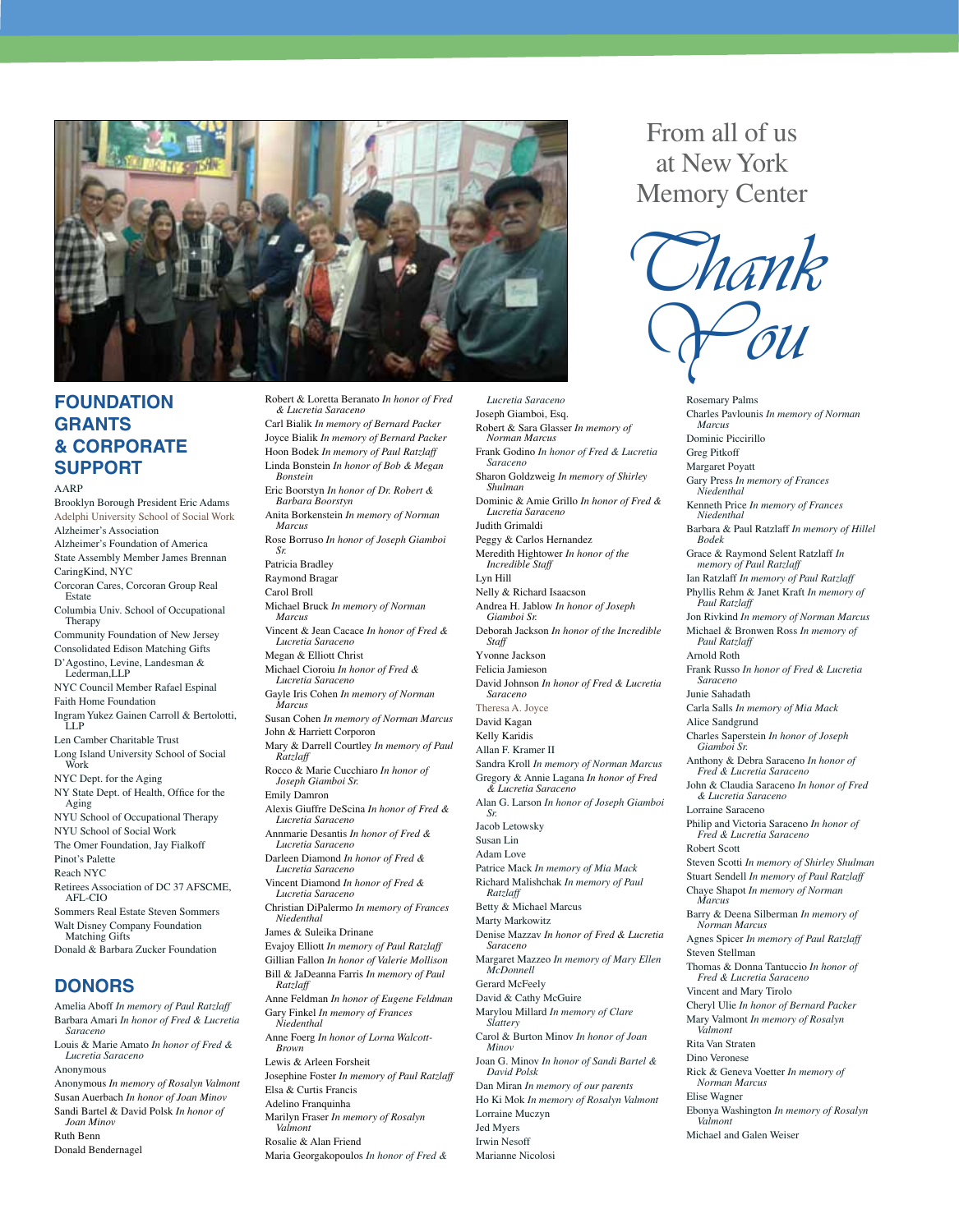From all of us at New York Memory Center

*Thank You*

## FOUNDATION GRANTS & CORPORATE SUPPORT

AARP
Brooklyn Borough President Eric Adams
Adelphi University School of Social Work
Alzheimer's Association
Alzheimer's Foundation of America
State Assembly Member James Brennan
CaringKind, NYC
Corcoran Cares, Corcoran Group Real Estate
Columbia Univ. School of Occupational Therapy
Community Foundation of New Jersey
Consolidated Edison Matching Gifts
D'Agostino, Levine, Landesman & Lederman,LLP
NYC Council Member Rafael Espinal
Faith Home Foundation
Ingram Yukez Gainen Carroll & Bertolotti, LLP
Len Camber Charitable Trust
Long Island University School of Social Work
NYC Dept. for the Aging
NY State Dept. of Health, Office for the Aging
NYU School of Occupational Therapy
NYU School of Social Work
The Omer Foundation, Jay Fialkoff
Pinot's Palette
Reach NYC
Retirees Association of DC 37 AFSCME, AFL-CIO
Sommers Real Estate Steven Sommers
Walt Disney Company Foundation Matching Gifts
Donald & Barbara Zucker Foundation

## DONORS

Amelia Aboff *In memory of Paul Ratzlaff*
Barbara Amari *In honor of Fred & Lucretia Saraceno*
Louis & Marie Amato *In honor of Fred & Lucretia Saraceno*
Anonymous
Anonymous *In memory of Rosalyn Valmont*
Susan Auerbach *In honor of Joan Minov*
Sandi Bartel & David Polsk *In honor of Joan Minov*
Ruth Benn
Donald Bendernagel
Robert & Loretta Beranato *In honor of Fred & Lucretia Saraceno*
Carl Bialik *In memory of Bernard Packer*
Joyce Bialik *In memory of Bernard Packer*
Hoon Bodek *In memory of Paul Ratzlaff*
Linda Bonstein *In honor of Bob & Megan Bonstein*
Eric Boorstyn *In honor of Dr. Robert & Barbara Boorstyn*
Anita Borkenstein *In memory of Norman Marcus*
Rose Borruso *In honor of Joseph Giamboi Sr.*
Patricia Bradley
Raymond Bragar
Carol Broll
Michael Bruck *In memory of Norman Marcus*
Vincent & Jean Cacace *In honor of Fred & Lucretia Saraceno*
Megan & Elliott Christ
Michael Cioroiu *In honor of Fred & Lucretia Saraceno*
Gayle Iris Cohen *In memory of Norman Marcus*
Susan Cohen *In memory of Norman Marcus*
John & Harriett Corporon
Mary & Darrell Courtley *In memory of Paul Ratzlaff*
Rocco & Marie Cucchiaro *In honor of Joseph Giamboi Sr.*
Emily Damron
Alexis Giuffre DeScina *In honor of Fred & Lucretia Saraceno*
Annmarie Desantis *In honor of Fred & Lucretia Saraceno*
Darleen Diamond *In honor of Fred & Lucretia Saraceno*
Vincent Diamond *In honor of Fred & Lucretia Saraceno*
Christian DiPalermo *In memory of Frances Niedenthal*
James & Suleika Drinane
Evajoy Elliott *In memory of Paul Ratzlaff*
Gillian Fallon *In honor of Valerie Mollison*
Bill & JaDeanna Farris *In memory of Paul Ratzlaff*
Anne Feldman *In honor of Eugene Feldman*
Gary Finkel *In memory of Frances Niedenthal*
Anne Foerg *In honor of Lorna Walcott-Brown*
Lewis & Arleen Forsheit
Josephine Foster *In memory of Paul Ratzlaff*
Elsa & Curtis Francis
Adelino Franquinha
Marilyn Fraser *In memory of Rosalyn Valmont*
Rosalie & Alan Friend
Maria Georgakopoulos *In honor of Fred & Lucretia Saraceno*
Joseph Giamboi, Esq.
Robert & Sara Glasser *In memory of Norman Marcus*
Frank Godino *In honor of Fred & Lucretia Saraceno*
Sharon Goldzweig *In memory of Shirley Shulman*
Dominic & Amie Grillo *In honor of Fred & Lucretia Saraceno*
Judith Grimaldi
Peggy & Carlos Hernandez
Meredith Hightower *In honor of the Incredible Staff*
Lyn Hill
Nelly & Richard Isaacson
Andrea H. Jablow *In honor of Joseph Giamboi Sr.*
Deborah Jackson *In honor of the Incredible Staff*
Yvonne Jackson
Felicia Jamieson
David Johnson *In honor of Fred & Lucretia Saraceno*
Theresa A. Joyce
David Kagan
Kelly Karidis
Allan F. Kramer II
Sandra Kroll *In memory of Norman Marcus*
Gregory & Annie Lagana *In honor of Fred & Lucretia Saraceno*
Alan G. Larson *In honor of Joseph Giamboi Sr.*
Jacob Letowsky
Susan Lin
Adam Love
Patrice Mack *In memory of Mia Mack*
Richard Malishchak *In memory of Paul Ratzlaff*
Betty & Michael Marcus
Marty Markowitz
Denise Mazzav *In honor of Fred & Lucretia Saraceno*
Margaret Mazzeo *In memory of Mary Ellen McDonnell*
Gerard McFeely
David & Cathy McGuire
Marylou Millard *In memory of Clare Slattery*
Carol & Burton Minov *In honor of Joan Minov*
Joan G. Minov *In honor of Sandi Bartel & David Polsk*
Dan Miran *In memory of our parents*
Ho Ki Mok *In memory of Rosalyn Valmont*
Lorraine Muczyn
Jed Myers
Irwin Nesoff
Marianne Nicolosi
Rosemary Palms
Charles Pavlounis *In memory of Norman Marcus*
Dominic Piccirillo
Greg Pitkoff
Margaret Poyatt
Gary Press *In memory of Frances Niedenthal*
Kenneth Price *In memory of Frances Niedenthal*
Barbara & Paul Ratzlaff *In memory of Hillel Bodek*
Grace & Raymond Selent Ratzlaff *In memory of Paul Ratzlaff*
Ian Ratzlaff *In memory of Paul Ratzlaff*
Phyllis Rehm & Janet Kraft *In memory of Paul Ratzlaff*
Jon Rivkind *In memory of Norman Marcus*
Michael & Bronwen Ross *In memory of Paul Ratzlaff*
Arnold Roth
Frank Russo *In honor of Fred & Lucretia Saraceno*
Junie Sahadath
Carla Salls *In memory of Mia Mack*
Alice Sandgrund
Charles Saperstein *In honor of Joseph Giamboi Sr.*
Anthony & Debra Saraceno *In honor of Fred & Lucretia Saraceno*
John & Claudia Saraceno *In honor of Fred & Lucretia Saraceno*
Lorraine Saraceno
Philip and Victoria Saraceno *In honor of Fred & Lucretia Saraceno*
Robert Scott
Steven Scotti *In memory of Shirley Shulman*
Stuart Sendell *In memory of Paul Ratzlaff*
Chaye Shapot *In memory of Norman Marcus*
Barry & Deena Silberman *In memory of Norman Marcus*
Agnes Spicer *In memory of Paul Ratzlaff*
Steven Stellman
Thomas & Donna Tantuccio *In honor of Fred & Lucretia Saraceno*
Vincent and Mary Tirolo
Cheryl Ulie *In honor of Bernard Packer*
Mary Valmont *In memory of Rosalyn Valmont*
Rita Van Straten
Dino Veronese
Rick & Geneva Voetter *In memory of Norman Marcus*
Elise Wagner
Ebonya Washington *In memory of Rosalyn Valmont*
Michael and Galen Weiser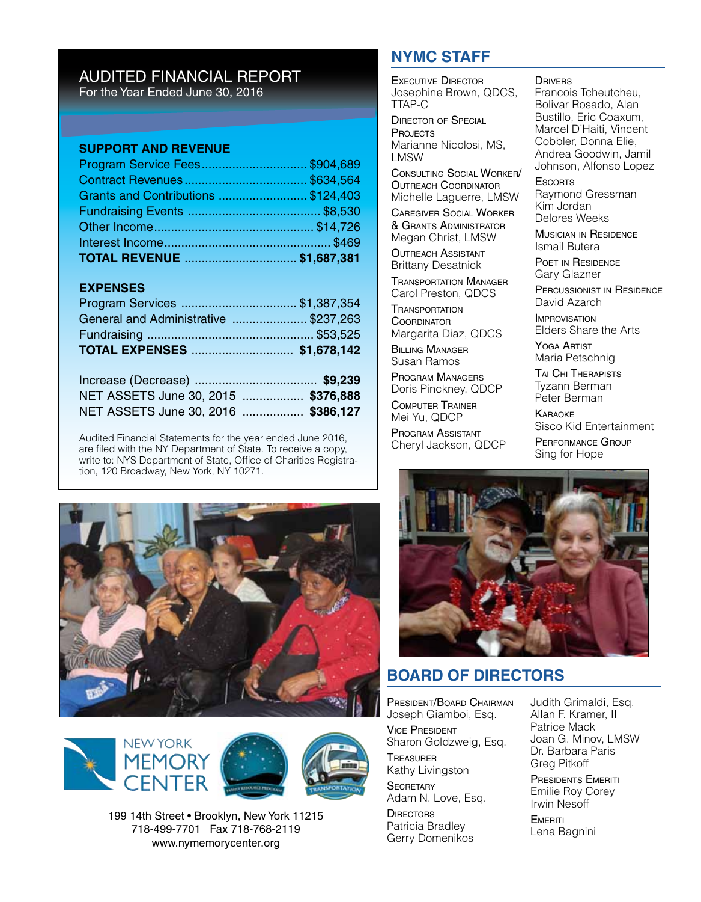## AUDITED FINANCIAL REPORT

For the Year Ended June 30, 2016

### SUPPORT AND REVENUE

| | |
|---|---|
| Program Service Fees | $904,689 |
| Contract Revenues | $634,564 |
| Grants and Contributions | $124,403 |
| Fundraising Events | $8,530 |
| Other Income | $14,726 |
| Interest Income | $469 |
| **TOTAL REVENUE** | **$1,687,381** |

### EXPENSES

| | |
|---|---|
| Program Services | $1,387,354 |
| General and Administrative | $237,263 |
| Fundraising | $53,525 |
| **TOTAL EXPENSES** | **$1,678,142** |

| | |
|---|---|
| Increase (Decrease) | **$9,239** |
| NET ASSETS June 30, 2015 | **$376,888** |
| NET ASSETS June 30, 2016 | **$386,127** |

Audited Financial Statements for the year ended June 2016, are filed with the NY Department of State. To receive a copy, write to: NYS Department of State, Office of Charities Registration, 120 Broadway, New York, NY 10271.

NEW YORK MEMORY CENTER

199 14th Street • Brooklyn, New York 11215
718-499-7701 Fax 718-768-2119
www.nymemorycenter.org

## NYMC STAFF

**Executive Director**
Josephine Brown, QDCS, TTAP-C

**Director of Special Projects**
Marianne Nicolosi, MS, LMSW

**Consulting Social Worker/ Outreach Coordinator**
Michelle Laguerre, LMSW

**Caregiver Social Worker & Grants Administrator**
Megan Christ, LMSW

**Outreach Assistant**
Brittany Desatnick

**Transportation Manager**
Carol Preston, QDCS

**Transportation Coordinator**
Margarita Diaz, QDCS

**Billing Manager**
Susan Ramos

**Program Managers**
Doris Pinckney, QDCP

**Computer Trainer**
Mei Yu, QDCP

**Program Assistant**
Cheryl Jackson, QDCP

**Drivers**
Francois Tcheutcheu, Bolivar Rosado, Alan Bustillo, Eric Coaxum, Marcel D'Haiti, Vincent Cobbler, Donna Elie, Andrea Goodwin, Jamil Johnson, Alfonso Lopez

**Escorts**
Raymond Gressman
Kim Jordan
Delores Weeks

**Musician in Residence**
Ismail Butera

**Poet in Residence**
Gary Glazner

**Percussionist in Residence**
David Azarch

**Improvisation**
Elders Share the Arts

**Yoga Artist**
Maria Petschnig

**Tai Chi Therapists**
Tyzann Berman
Peter Berman

**Karaoke**
Sisco Kid Entertainment

**Performance Group**
Sing for Hope

## BOARD OF DIRECTORS

**President/Board Chairman**
Joseph Giamboi, Esq.

**Vice President**
Sharon Goldzweig, Esq.

**Treasurer**
Kathy Livingston

**Secretary**
Adam N. Love, Esq.

**Directors**
Patricia Bradley
Gerry Domenikos
Judith Grimaldi, Esq.
Allan F. Kramer, II
Patrice Mack
Joan G. Minov, LMSW
Dr. Barbara Paris
Greg Pitkoff

**Presidents Emeriti**
Emilie Roy Corey
Irwin Nesoff

**Emeriti**
Lena Bagnini